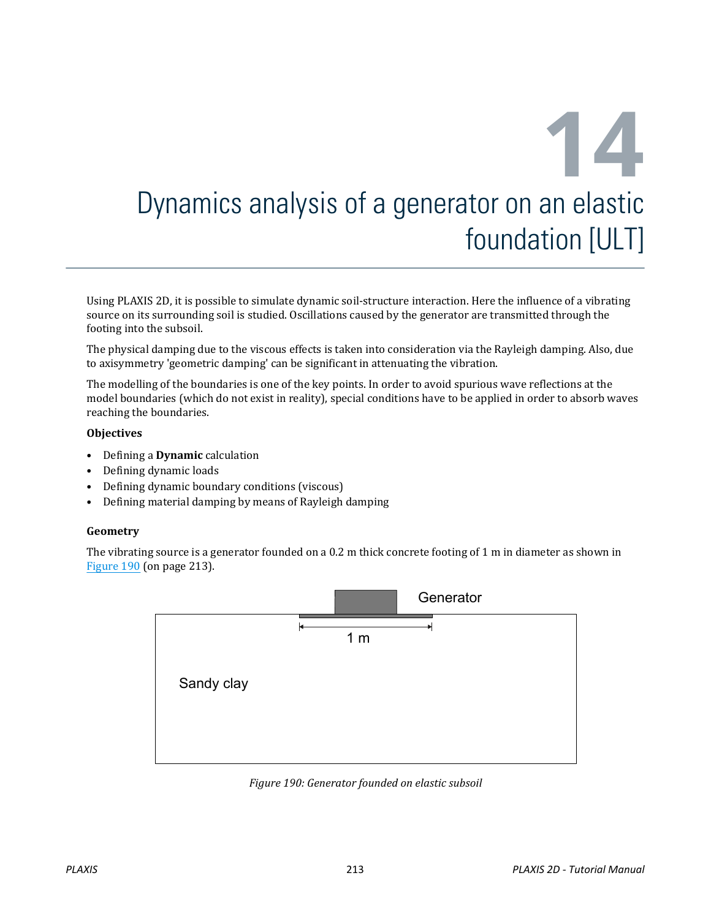# 14 Dynamics analysis of a generator on an elastic foundation [ULT]

Using PLAXIS 2D, it is possible to simulate dynamic soil-structure interaction. Here the influence of a vibrating source on its surrounding soil is studied. Oscillations caused by the generator are transmitted through the footing into the subsoil.

The physical damping due to the viscous effects is taken into consideration via the Rayleigh damping. Also, due to axisymmetry 'geometric damping' can be significant in attenuating the vibration.

The modelling of the boundaries is one of the key points. In order to avoid spurious wave reflections at the model boundaries (which do not exist in reality), special conditions have to be applied in order to absorb waves reaching the boundaries.

**Objectives**

- Defining a **Dynamic** calculation
- Defining dynamic loads
- Defining dynamic boundary conditions (viscous)
- Defining material damping by means of Rayleigh damping

**Geometry**

The vibrating source is a generator founded on a 0.2 m thick concrete footing of 1 m in diameter as shown in Figure 190 (on page 213).

*Figure 190: Generator founded on elastic subsoil*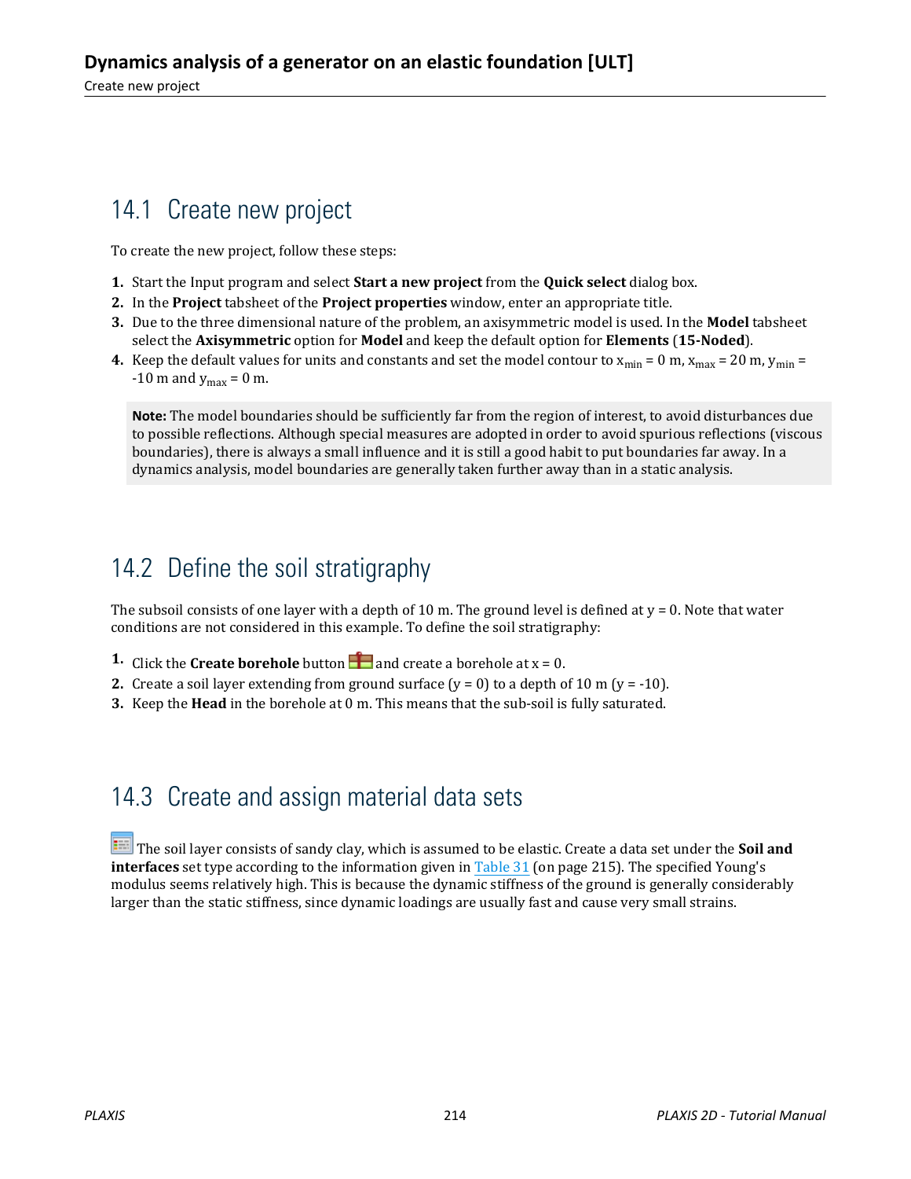## 14.1 Create new project

To create the new project, follow these steps:

1. Start the Input program and select **Start a new project** from the **Quick select** dialog box.
2. In the **Project** tabsheet of the **Project properties** window, enter an appropriate title.
3. Due to the three dimensional nature of the problem, an axisymmetric model is used. In the **Model** tabsheet select the **Axisymmetric** option for **Model** and keep the default option for **Elements** (**15-Noded**).
4. Keep the default values for units and constants and set the model contour to $x_{min}$ = 0 m, $x_{max}$ = 20 m, $y_{min}$ = -10 m and $y_{max}$ = 0 m.

> **Note:** The model boundaries should be sufficiently far from the region of interest, to avoid disturbances due to possible reflections. Although special measures are adopted in order to avoid spurious reflections (viscous boundaries), there is always a small influence and it is still a good habit to put boundaries far away. In a dynamics analysis, model boundaries are generally taken further away than in a static analysis.

## 14.2 Define the soil stratigraphy

The subsoil consists of one layer with a depth of 10 m. The ground level is defined at y = 0. Note that water conditions are not considered in this example. To define the soil stratigraphy:

1. Click the **Create borehole** button and create a borehole at x = 0.
2. Create a soil layer extending from ground surface (y = 0) to a depth of 10 m (y = -10).
3. Keep the **Head** in the borehole at 0 m. This means that the sub-soil is fully saturated.

## 14.3 Create and assign material data sets

The soil layer consists of sandy clay, which is assumed to be elastic. Create a data set under the **Soil and interfaces** set type according to the information given in Table 31 (on page 215). The specified Young's modulus seems relatively high. This is because the dynamic stiffness of the ground is generally considerably larger than the static stiffness, since dynamic loadings are usually fast and cause very small strains.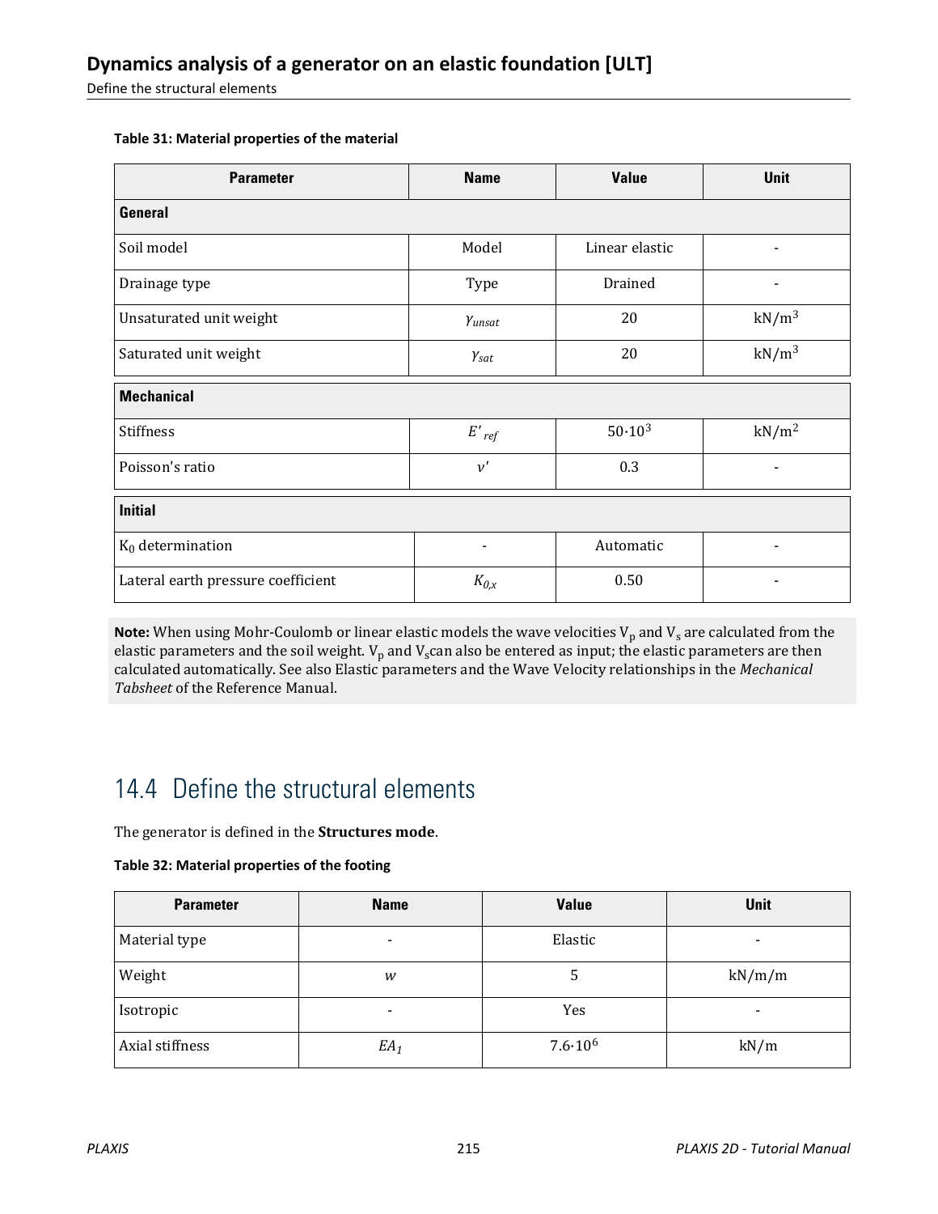**Table 31: Material properties of the material**

| Parameter | Name | Value | Unit |
|---|---|---|---|
| **General** | | | |
| Soil model | Model | Linear elastic | - |
| Drainage type | Type | Drained | - |
| Unsaturated unit weight | $\gamma_{unsat}$ | 20 | $kN/m^3$ |
| Saturated unit weight | $\gamma_{sat}$ | 20 | $kN/m^3$ |
| **Mechanical** | | | |
| Stiffness | $E'_{ref}$ | $50 \cdot 10^3$ | $kN/m^2$ |
| Poisson's ratio | $\nu'$ | 0.3 | - |
| **Initial** | | | |
| $K_0$ determination | - | Automatic | - |
| Lateral earth pressure coefficient | $K_{0,x}$ | 0.50 | - |

**Note:** When using Mohr-Coulomb or linear elastic models the wave velocities $V_p$ and $V_s$ are calculated from the elastic parameters and the soil weight. $V_p$ and $V_s$can also be entered as input; the elastic parameters are then calculated automatically. See also Elastic parameters and the Wave Velocity relationships in the *Mechanical Tabsheet* of the Reference Manual.

## 14.4 Define the structural elements

The generator is defined in the **Structures mode**.

**Table 32: Material properties of the footing**

| Parameter | Name | Value | Unit |
|---|---|---|---|
| Material type | - | Elastic | - |
| Weight | $w$ | 5 | kN/m/m |
| Isotropic | - | Yes | - |
| Axial stiffness | $EA_1$ | $7.6 \cdot 10^6$ | kN/m |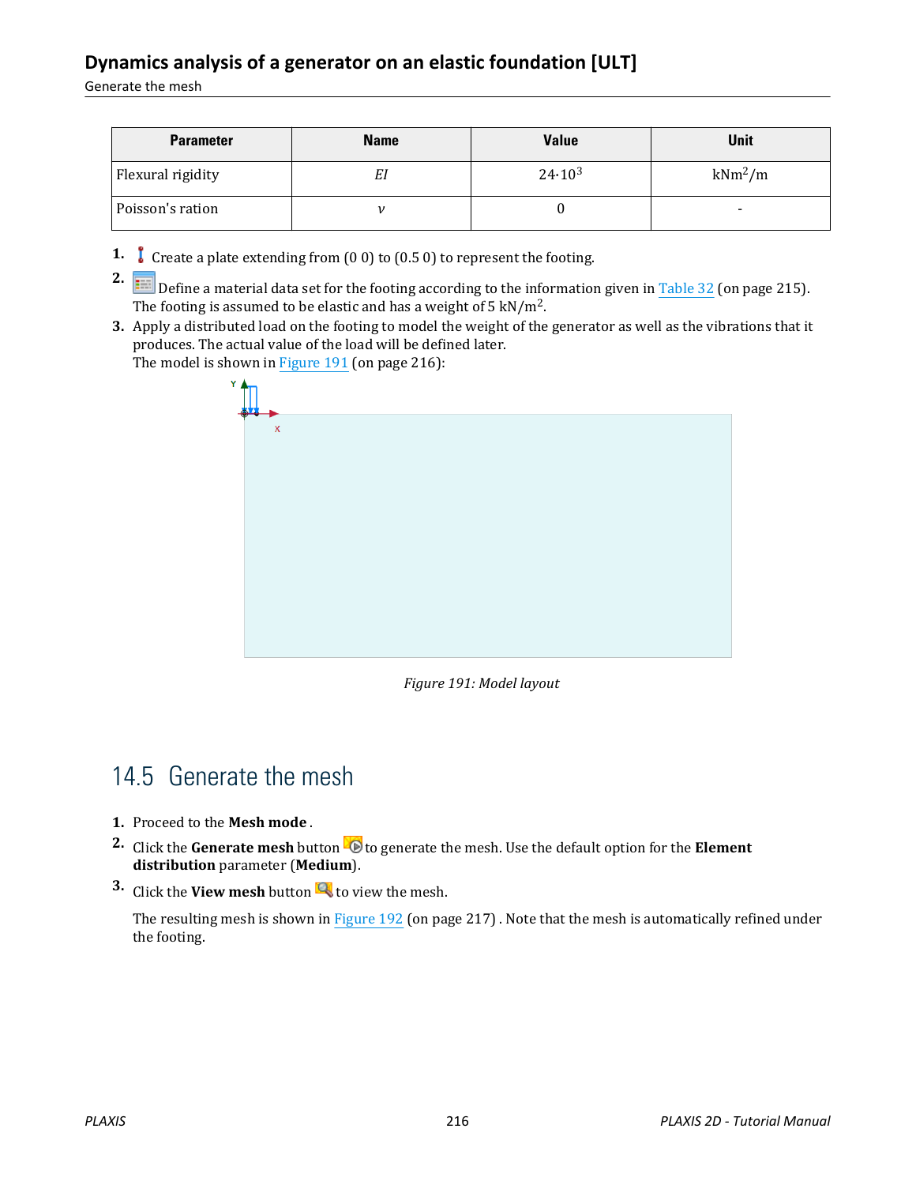| Parameter | Name | Value | Unit |
|---|---|---|---|
| Flexural rigidity | *EI* | $24 \cdot 10^3$ | $kNm^2/m$ |
| Poisson's ration | $\nu$ | 0 | - |

1. Create a plate extending from (0 0) to (0.5 0) to represent the footing.
2. Define a material data set for the footing according to the information given in Table 32 (on page 215). The footing is assumed to be elastic and has a weight of 5 $kN/m^2$.
3. Apply a distributed load on the footing to model the weight of the generator as well as the vibrations that it produces. The actual value of the load will be defined later.
   The model is shown in Figure 191 (on page 216):

*Figure 191: Model layout*

## 14.5 Generate the mesh

1. Proceed to the **Mesh mode** .
2. Click the **Generate mesh** button to generate the mesh. Use the default option for the **Element distribution** parameter (**Medium**).
3. Click the **View mesh** button to view the mesh.

   The resulting mesh is shown in Figure 192 (on page 217) . Note that the mesh is automatically refined under the footing.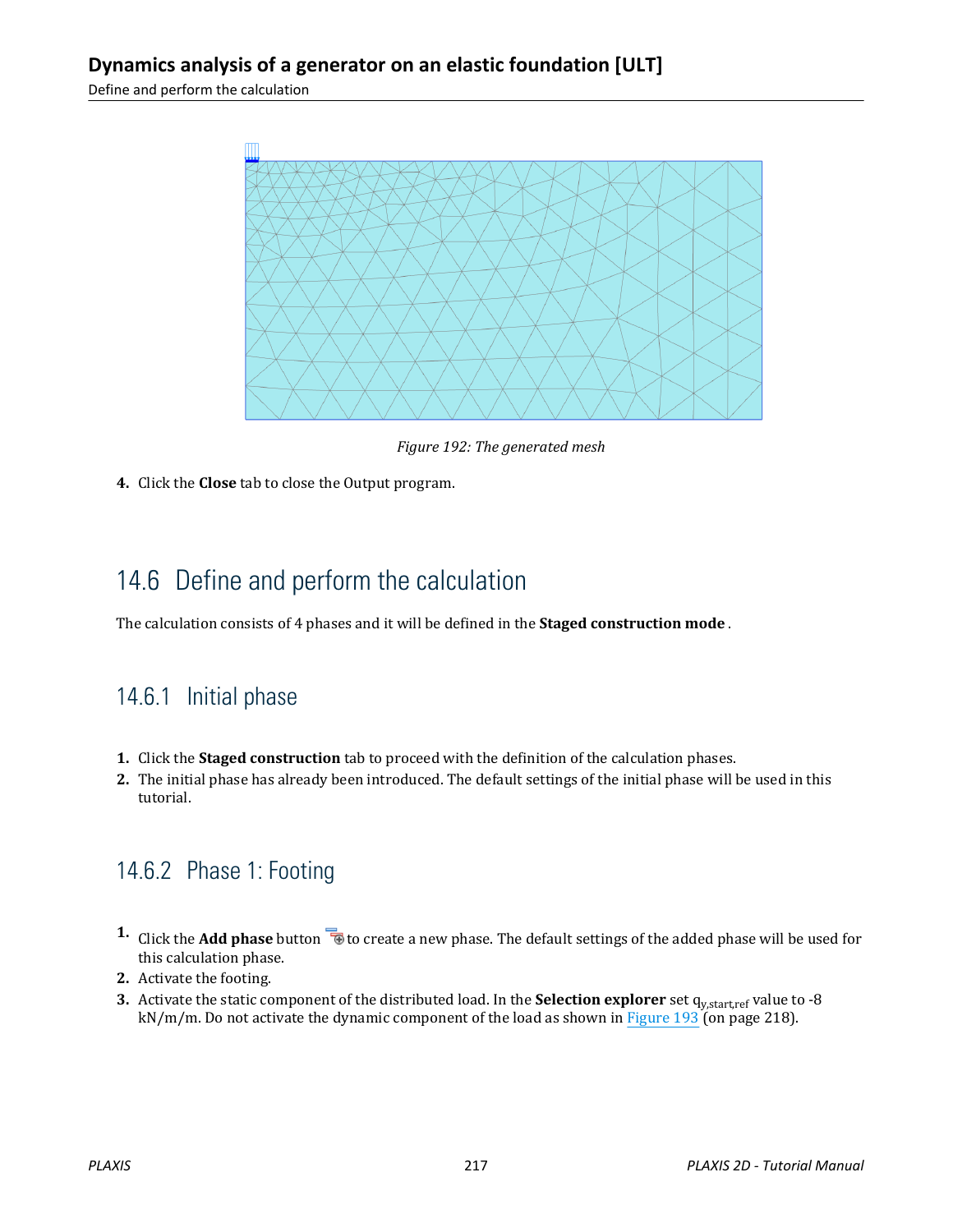*Figure 192: The generated mesh*

4. Click the **Close** tab to close the Output program.

## 14.6 Define and perform the calculation

The calculation consists of 4 phases and it will be defined in the **Staged construction mode** .

### 14.6.1 Initial phase

1. Click the **Staged construction** tab to proceed with the definition of the calculation phases.
2. The initial phase has already been introduced. The default settings of the initial phase will be used in this tutorial.

### 14.6.2 Phase 1: Footing

1. Click the **Add phase** button to create a new phase. The default settings of the added phase will be used for this calculation phase.
2. Activate the footing.
3. Activate the static component of the distributed load. In the **Selection explorer** set $q_{y,start,ref}$ value to -8 kN/m/m. Do not activate the dynamic component of the load as shown in Figure 193 (on page 218).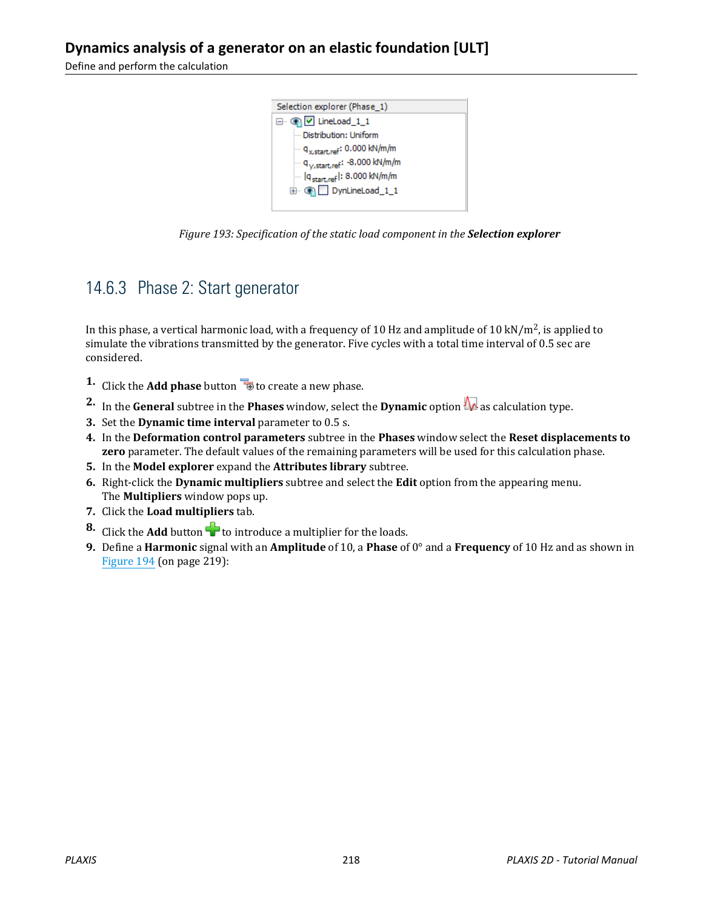Figure 193: Specification of the static load component in the **Selection explorer**

### 14.6.3 Phase 2: Start generator

In this phase, a vertical harmonic load, with a frequency of 10 Hz and amplitude of 10 kN/m$^2$, is applied to simulate the vibrations transmitted by the generator. Five cycles with a total time interval of 0.5 sec are considered.

1. Click the **Add phase** button to create a new phase.
2. In the **General** subtree in the **Phases** window, select the **Dynamic** option as calculation type.
3. Set the **Dynamic time interval** parameter to 0.5 s.
4. In the **Deformation control parameters** subtree in the **Phases** window select the **Reset displacements to zero** parameter. The default values of the remaining parameters will be used for this calculation phase.
5. In the **Model explorer** expand the **Attributes library** subtree.
6. Right-click the **Dynamic multipliers** subtree and select the **Edit** option from the appearing menu. The **Multipliers** window pops up.
7. Click the **Load multipliers** tab.
8. Click the **Add** button to introduce a multiplier for the loads.
9. Define a **Harmonic** signal with an **Amplitude** of 10, a **Phase** of 0° and a **Frequency** of 10 Hz and as shown in Figure 194 (on page 219):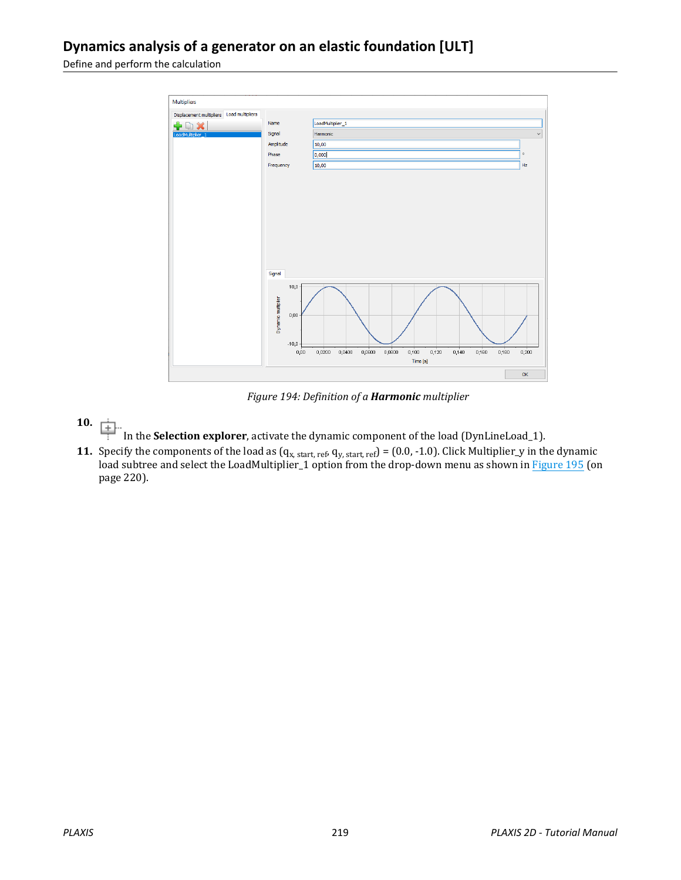Figure 194: Definition of a **Harmonic** multiplier

10. In the **Selection explorer**, activate the dynamic component of the load (DynLineLoad_1).
11. Specify the components of the load as ($q_{x,\ start,\ ref}$, $q_{y,\ start,\ ref}$) = (0.0, -1.0). Click Multiplier_y in the dynamic load subtree and select the LoadMultiplier_1 option from the drop-down menu as shown in Figure 195 (on page 220).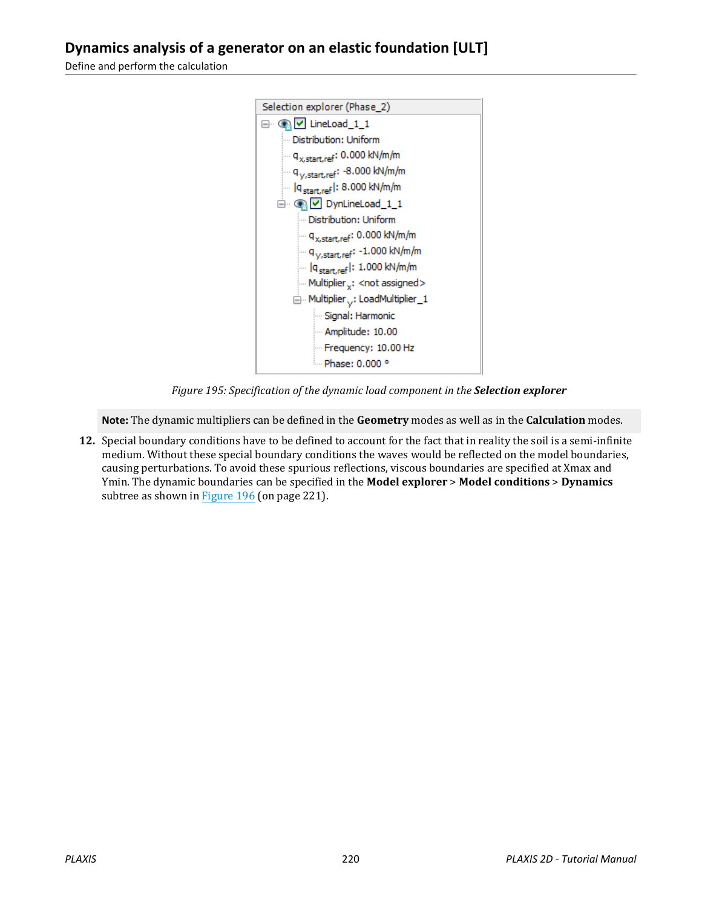Figure 195: *Specification of the dynamic load component in the* ***Selection explorer***

> **Note:** The dynamic multipliers can be defined in the **Geometry** modes as well as in the **Calculation** modes.

**12.** Special boundary conditions have to be defined to account for the fact that in reality the soil is a semi-infinite medium. Without these special boundary conditions the waves would be reflected on the model boundaries, causing perturbations. To avoid these spurious reflections, viscous boundaries are specified at Xmax and Ymin. The dynamic boundaries can be specified in the **Model explorer** > **Model conditions** > **Dynamics** subtree as shown in Figure 196 (on page 221).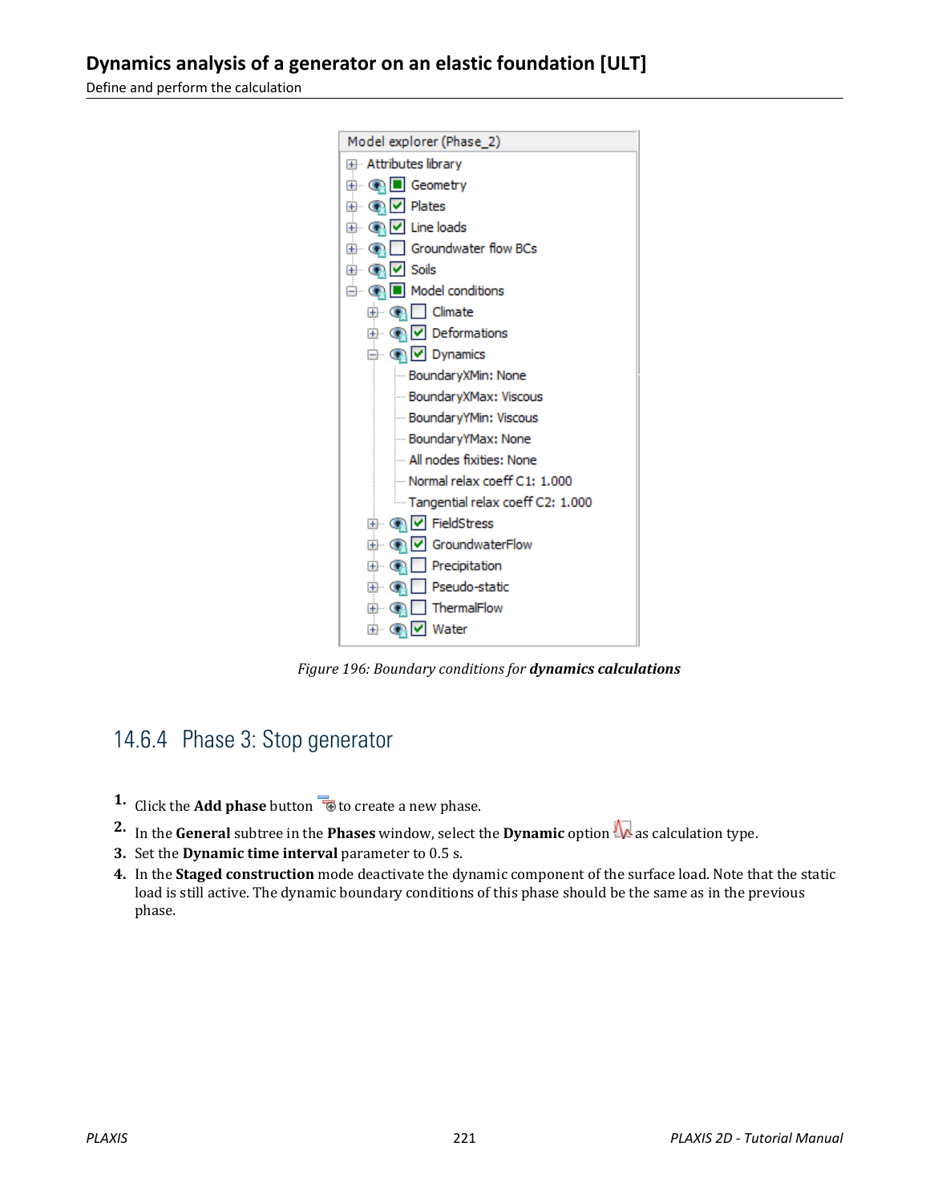Figure 196: Boundary conditions for ***dynamics calculations***

### 14.6.4 Phase 3: Stop generator

1. Click the **Add phase** button to create a new phase.
2. In the **General** subtree in the **Phases** window, select the **Dynamic** option as calculation type.
3. Set the **Dynamic time interval** parameter to 0.5 s.
4. In the **Staged construction** mode deactivate the dynamic component of the surface load. Note that the static load is still active. The dynamic boundary conditions of this phase should be the same as in the previous phase.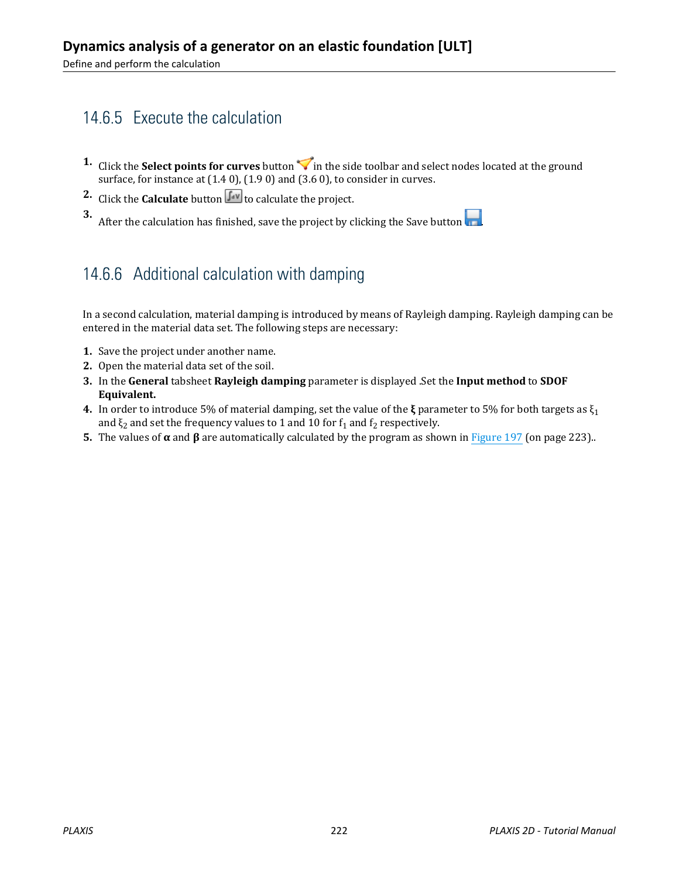### 14.6.5 Execute the calculation

1. Click the **Select points for curves** button in the side toolbar and select nodes located at the ground surface, for instance at (1.4 0), (1.9 0) and (3.6 0), to consider in curves.
2. Click the **Calculate** button to calculate the project.
3. After the calculation has finished, save the project by clicking the Save button .

### 14.6.6 Additional calculation with damping

In a second calculation, material damping is introduced by means of Rayleigh damping. Rayleigh damping can be entered in the material data set. The following steps are necessary:

1. Save the project under another name.
2. Open the material data set of the soil.
3. In the **General** tabsheet **Rayleigh damping** parameter is displayed .Set the **Input method** to **SDOF Equivalent.**
4. In order to introduce 5% of material damping, set the value of the **ξ** parameter to 5% for both targets as $\xi_1$ and $\xi_2$ and set the frequency values to 1 and 10 for $f_1$ and $f_2$ respectively.
5. The values of **α** and **β** are automatically calculated by the program as shown in Figure 197 (on page 223)..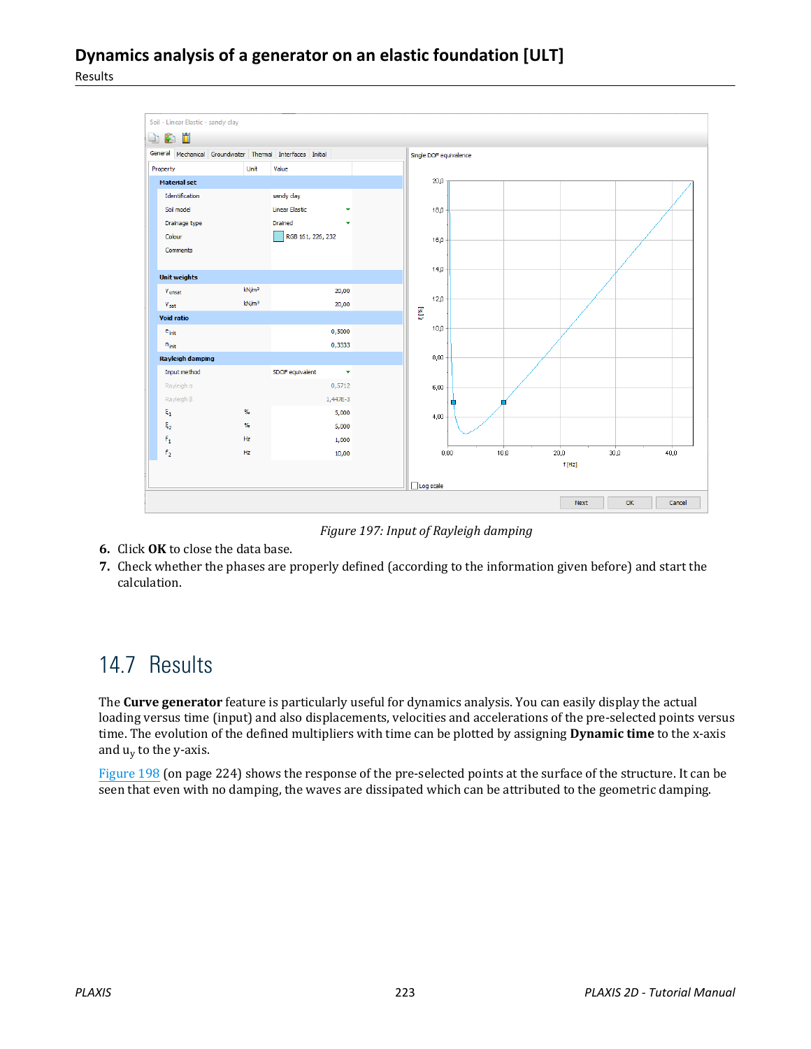Figure 197: Input of Rayleigh damping

6. Click **OK** to close the data base.
7. Check whether the phases are properly defined (according to the information given before) and start the calculation.

## 14.7 Results

The **Curve generator** feature is particularly useful for dynamics analysis. You can easily display the actual loading versus time (input) and also displacements, velocities and accelerations of the pre-selected points versus time. The evolution of the defined multipliers with time can be plotted by assigning **Dynamic time** to the x-axis and $u_y$ to the y-axis.

Figure 198 (on page 224) shows the response of the pre-selected points at the surface of the structure. It can be seen that even with no damping, the waves are dissipated which can be attributed to the geometric damping.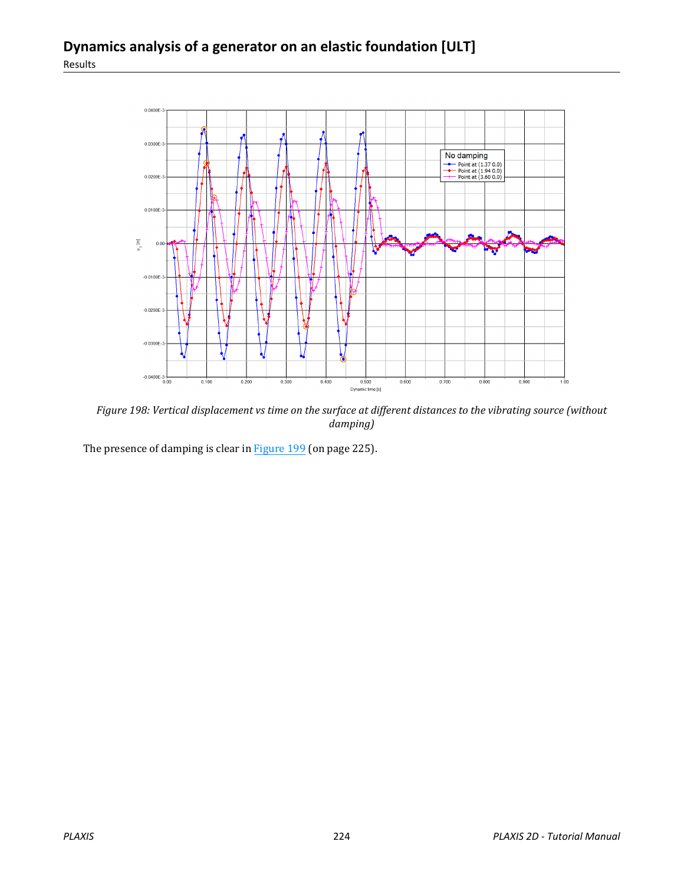Figure 198: Vertical displacement vs time on the surface at different distances to the vibrating source (without damping)

The presence of damping is clear in Figure 199 (on page 225).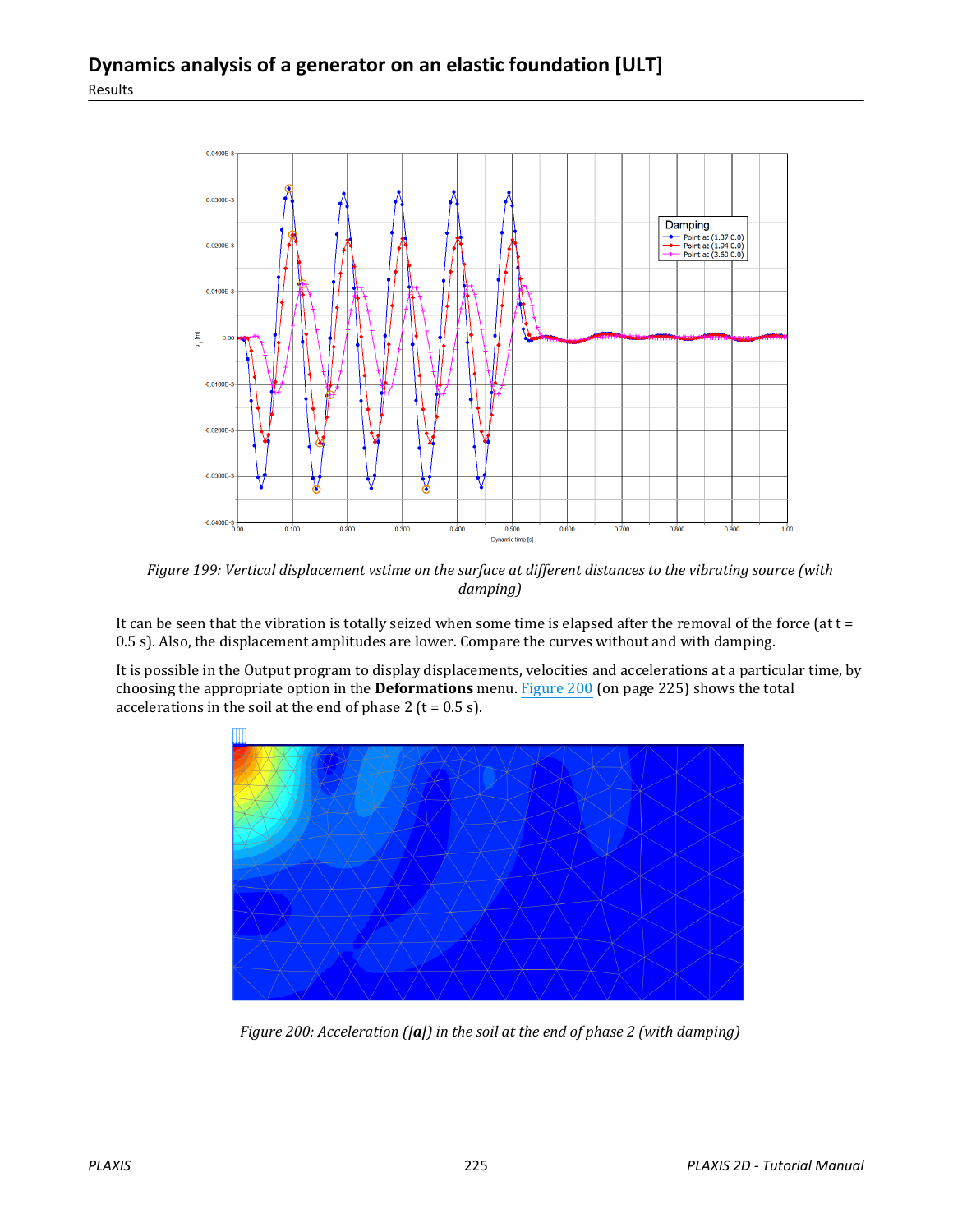0.0400E-3
0.0300E-3
0.0200E-3
0.0100E-3
0.00
-0.0100E-3
-0.0200E-3
-0.0300E-3
-0.0400E-3

$u_y$ [m]

0.00 0.100 0.200 0.300 0.400 0.500 0.600 0.700 0.800 0.900 1.00

Dynamic time [s]

Damping
Point at (1.37 0.0)
Point at (1.94 0.0)
Point at (3.60 0.0)

*Figure 199: Vertical displacement vstime on the surface at different distances to the vibrating source (with damping)*

It can be seen that the vibration is totally seized when some time is elapsed after the removal of the force (at t = 0.5 s). Also, the displacement amplitudes are lower. Compare the curves without and with damping.

It is possible in the Output program to display displacements, velocities and accelerations at a particular time, by choosing the appropriate option in the **Deformations** menu. Figure 200 (on page 225) shows the total accelerations in the soil at the end of phase 2 (t = 0.5 s).

*Figure 200: Acceleration (|**a**|) in the soil at the end of phase 2 (with damping)*